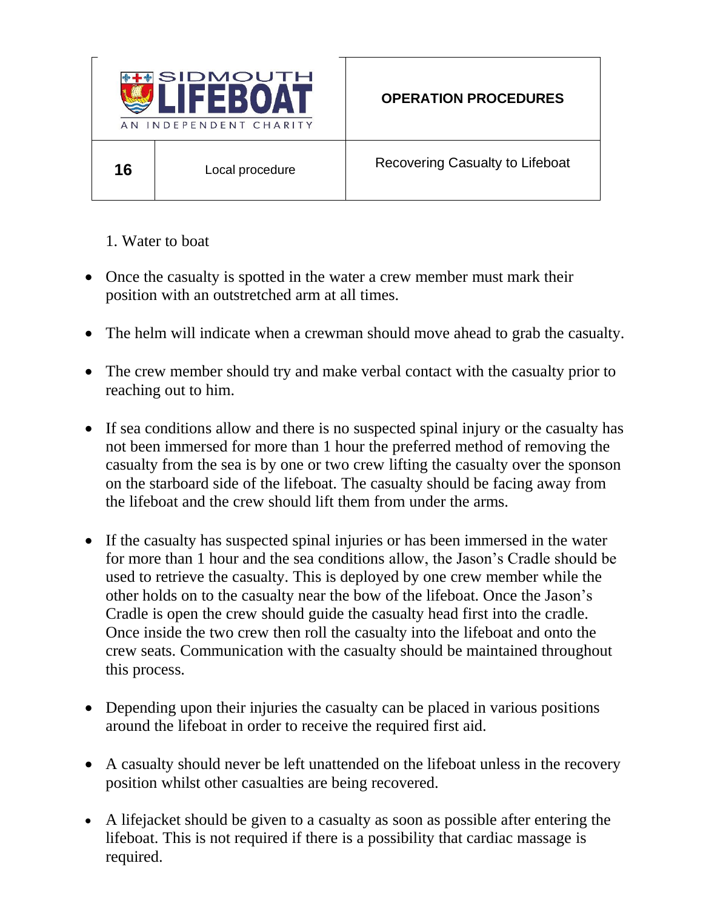| SIDMOUTH LIFEBOAT AN INDEPENDENT CHARITY | | **OPERATION PROCEDURES** |
|---|---|---|
| **16** | Local procedure | Recovering Casualty to Lifeboat |

1. Water to boat

- Once the casualty is spotted in the water a crew member must mark their position with an outstretched arm at all times.

- The helm will indicate when a crewman should move ahead to grab the casualty.

- The crew member should try and make verbal contact with the casualty prior to reaching out to him.

- If sea conditions allow and there is no suspected spinal injury or the casualty has not been immersed for more than 1 hour the preferred method of removing the casualty from the sea is by one or two crew lifting the casualty over the sponson on the starboard side of the lifeboat. The casualty should be facing away from the lifeboat and the crew should lift them from under the arms.

- If the casualty has suspected spinal injuries or has been immersed in the water for more than 1 hour and the sea conditions allow, the Jason's Cradle should be used to retrieve the casualty. This is deployed by one crew member while the other holds on to the casualty near the bow of the lifeboat. Once the Jason's Cradle is open the crew should guide the casualty head first into the cradle. Once inside the two crew then roll the casualty into the lifeboat and onto the crew seats. Communication with the casualty should be maintained throughout this process.

- Depending upon their injuries the casualty can be placed in various positions around the lifeboat in order to receive the required first aid.

- A casualty should never be left unattended on the lifeboat unless in the recovery position whilst other casualties are being recovered.

- A lifejacket should be given to a casualty as soon as possible after entering the lifeboat. This is not required if there is a possibility that cardiac massage is required.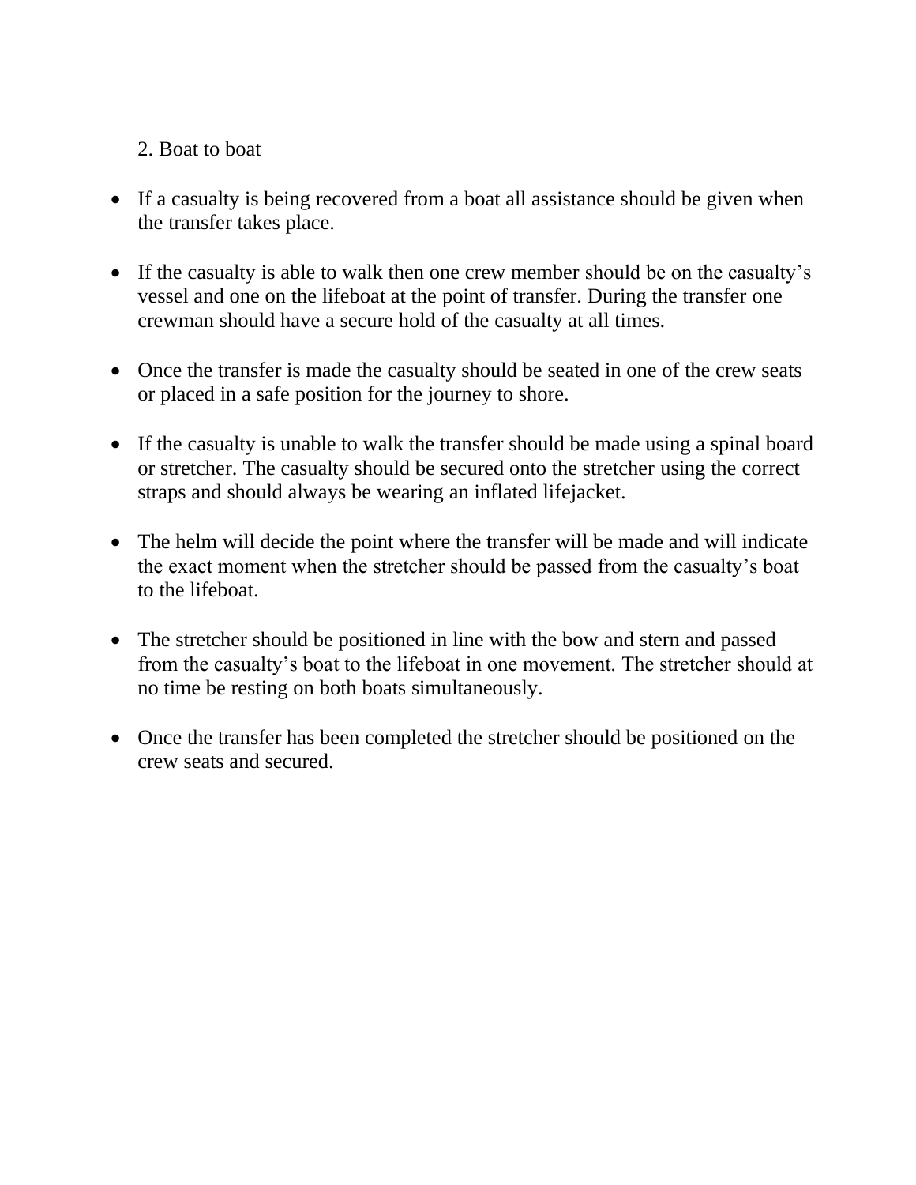2. Boat to boat

- If a casualty is being recovered from a boat all assistance should be given when the transfer takes place.

- If the casualty is able to walk then one crew member should be on the casualty's vessel and one on the lifeboat at the point of transfer. During the transfer one crewman should have a secure hold of the casualty at all times.

- Once the transfer is made the casualty should be seated in one of the crew seats or placed in a safe position for the journey to shore.

- If the casualty is unable to walk the transfer should be made using a spinal board or stretcher. The casualty should be secured onto the stretcher using the correct straps and should always be wearing an inflated lifejacket.

- The helm will decide the point where the transfer will be made and will indicate the exact moment when the stretcher should be passed from the casualty's boat to the lifeboat.

- The stretcher should be positioned in line with the bow and stern and passed from the casualty's boat to the lifeboat in one movement. The stretcher should at no time be resting on both boats simultaneously.

- Once the transfer has been completed the stretcher should be positioned on the crew seats and secured.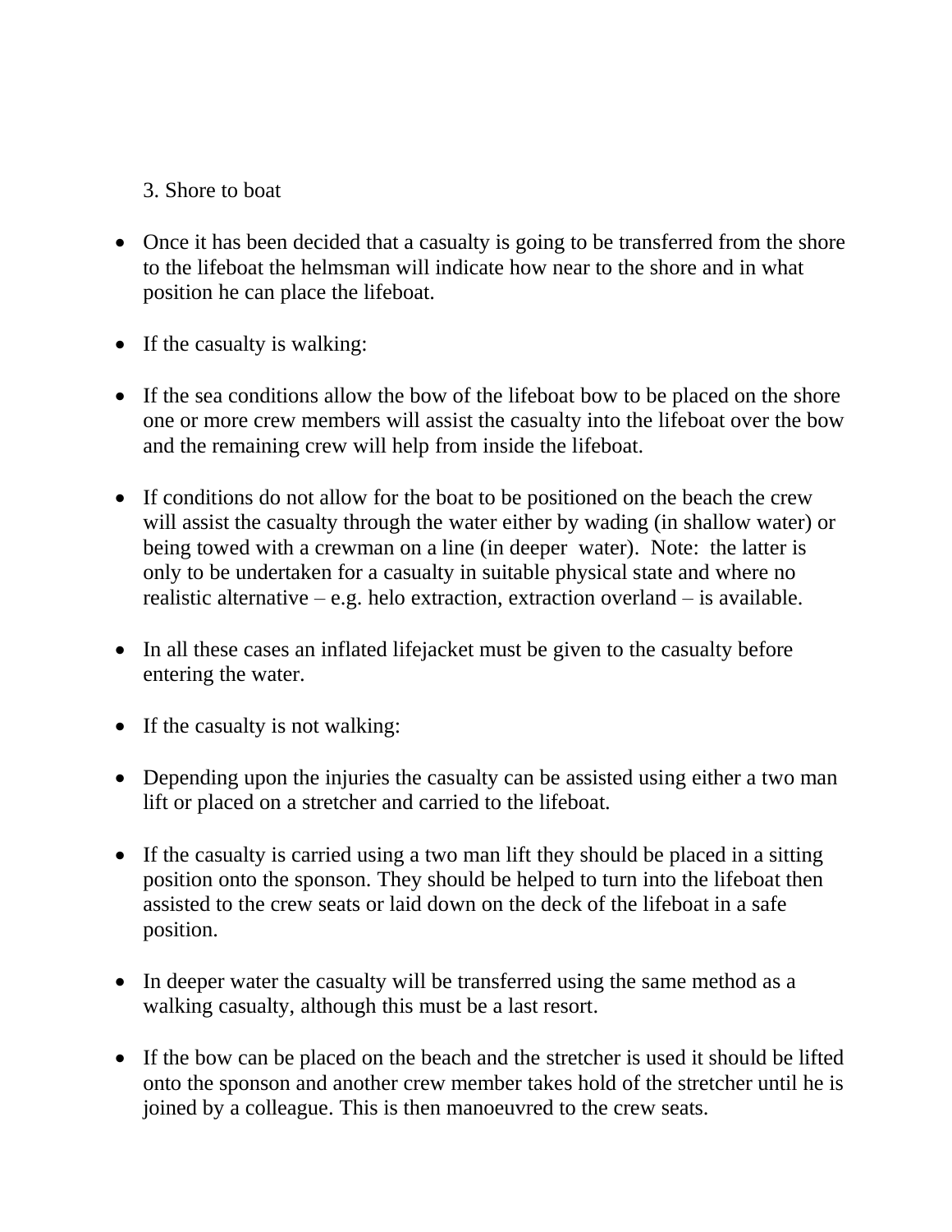3. Shore to boat

- Once it has been decided that a casualty is going to be transferred from the shore to the lifeboat the helmsman will indicate how near to the shore and in what position he can place the lifeboat.
- If the casualty is walking:
- If the sea conditions allow the bow of the lifeboat bow to be placed on the shore one or more crew members will assist the casualty into the lifeboat over the bow and the remaining crew will help from inside the lifeboat.
- If conditions do not allow for the boat to be positioned on the beach the crew will assist the casualty through the water either by wading (in shallow water) or being towed with a crewman on a line (in deeper water). Note: the latter is only to be undertaken for a casualty in suitable physical state and where no realistic alternative – e.g. helo extraction, extraction overland – is available.
- In all these cases an inflated lifejacket must be given to the casualty before entering the water.
- If the casualty is not walking:
- Depending upon the injuries the casualty can be assisted using either a two man lift or placed on a stretcher and carried to the lifeboat.
- If the casualty is carried using a two man lift they should be placed in a sitting position onto the sponson. They should be helped to turn into the lifeboat then assisted to the crew seats or laid down on the deck of the lifeboat in a safe position.
- In deeper water the casualty will be transferred using the same method as a walking casualty, although this must be a last resort.
- If the bow can be placed on the beach and the stretcher is used it should be lifted onto the sponson and another crew member takes hold of the stretcher until he is joined by a colleague. This is then manoeuvred to the crew seats.